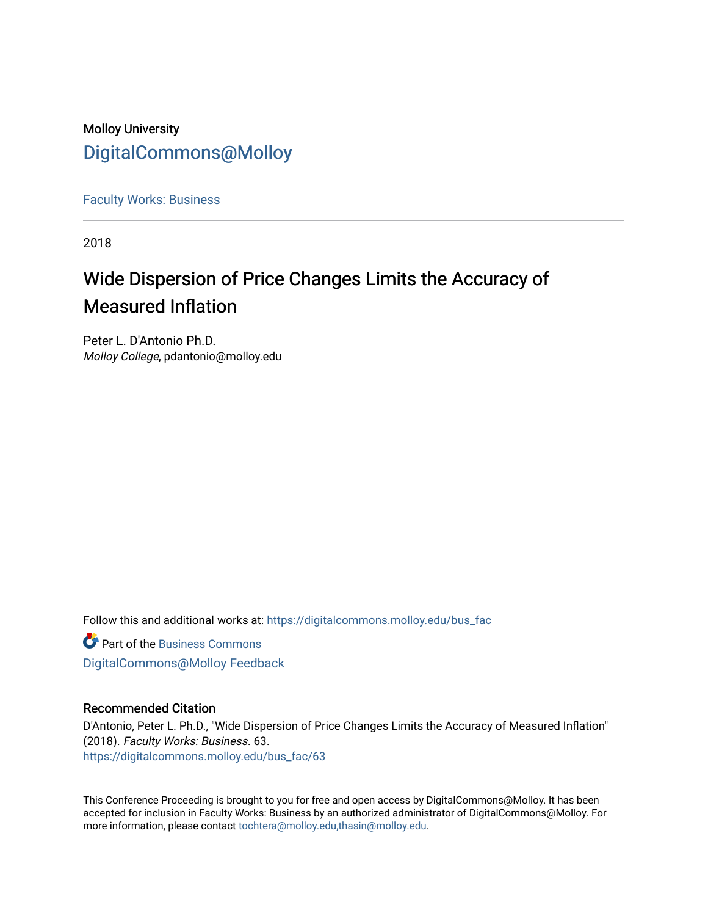Molloy University

DigitalCommons@Molloy

Faculty Works: Business

2018

# Wide Dispersion of Price Changes Limits the Accuracy of Measured Inflation

Peter L. D'Antonio Ph.D.
*Molloy College*, pdantonio@molloy.edu

Follow this and additional works at: https://digitalcommons.molloy.edu/bus_fac

Part of the Business Commons

DigitalCommons@Molloy Feedback

## Recommended Citation

D'Antonio, Peter L. Ph.D., "Wide Dispersion of Price Changes Limits the Accuracy of Measured Inflation" (2018). *Faculty Works: Business*. 63.
https://digitalcommons.molloy.edu/bus_fac/63

This Conference Proceeding is brought to you for free and open access by DigitalCommons@Molloy. It has been accepted for inclusion in Faculty Works: Business by an authorized administrator of DigitalCommons@Molloy. For more information, please contact tochtera@molloy.edu,thasin@molloy.edu.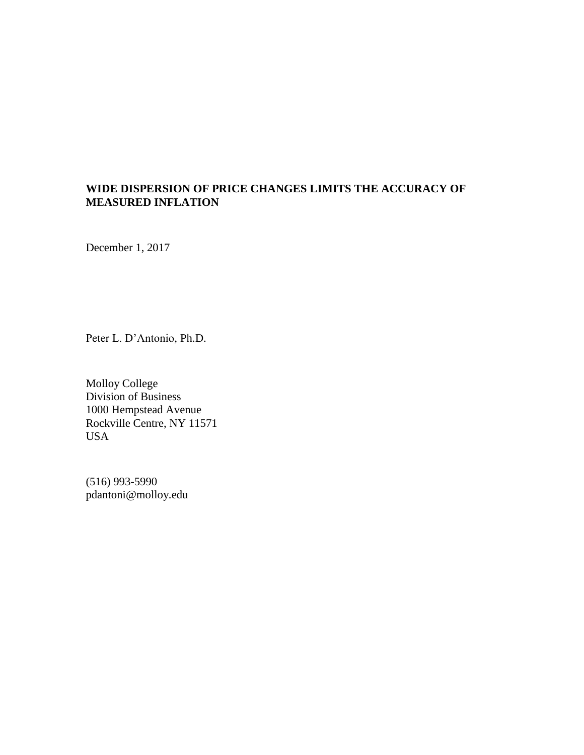**WIDE DISPERSION OF PRICE CHANGES LIMITS THE ACCURACY OF MEASURED INFLATION**

December 1, 2017

Peter L. D'Antonio, Ph.D.

Molloy College  
Division of Business  
1000 Hempstead Avenue  
Rockville Centre, NY 11571  
USA

(516) 993-5990  
pdantoni@molloy.edu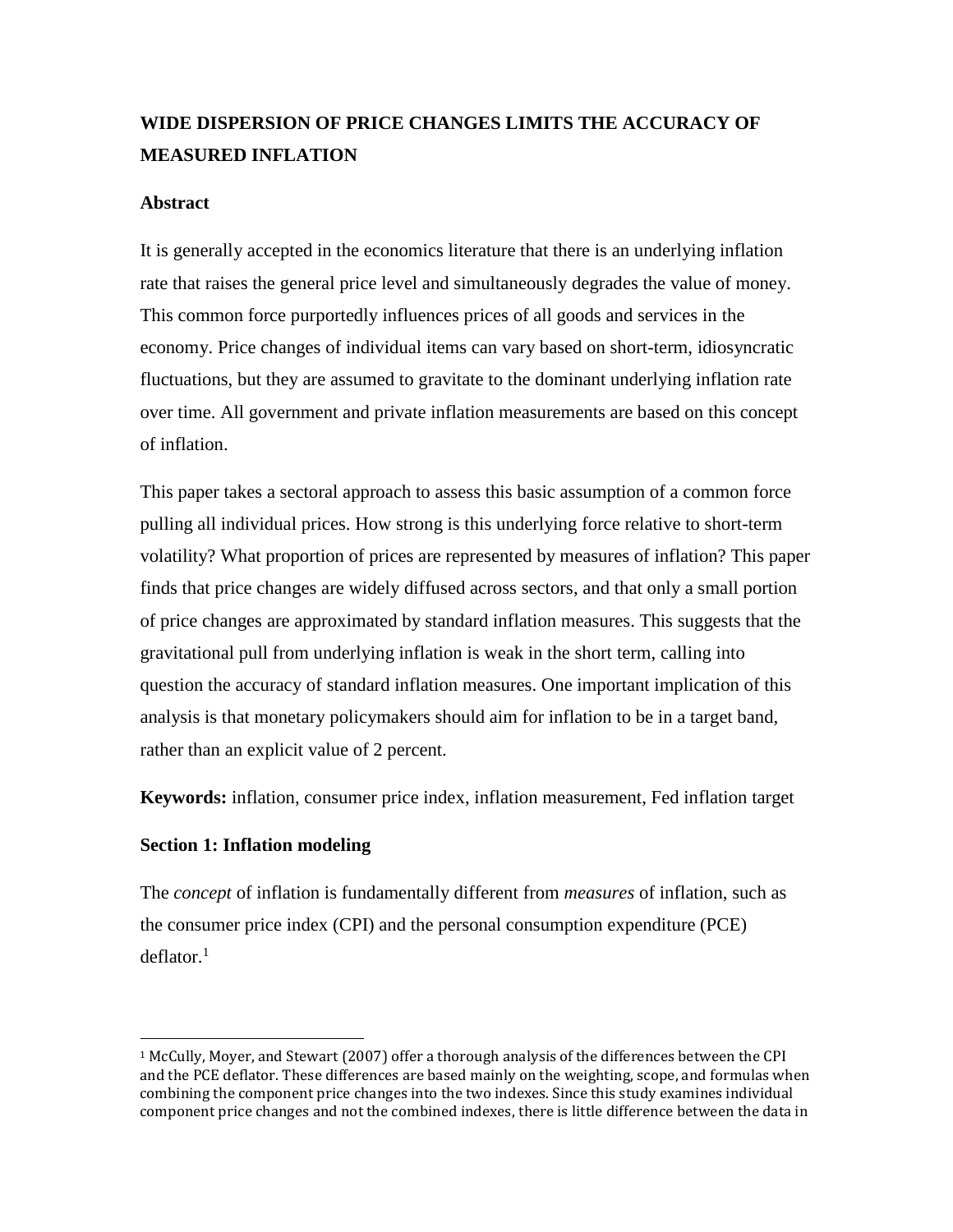# WIDE DISPERSION OF PRICE CHANGES LIMITS THE ACCURACY OF MEASURED INFLATION

## Abstract

It is generally accepted in the economics literature that there is an underlying inflation rate that raises the general price level and simultaneously degrades the value of money. This common force purportedly influences prices of all goods and services in the economy. Price changes of individual items can vary based on short-term, idiosyncratic fluctuations, but they are assumed to gravitate to the dominant underlying inflation rate over time. All government and private inflation measurements are based on this concept of inflation.

This paper takes a sectoral approach to assess this basic assumption of a common force pulling all individual prices. How strong is this underlying force relative to short-term volatility? What proportion of prices are represented by measures of inflation? This paper finds that price changes are widely diffused across sectors, and that only a small portion of price changes are approximated by standard inflation measures. This suggests that the gravitational pull from underlying inflation is weak in the short term, calling into question the accuracy of standard inflation measures. One important implication of this analysis is that monetary policymakers should aim for inflation to be in a target band, rather than an explicit value of 2 percent.

**Keywords:** inflation, consumer price index, inflation measurement, Fed inflation target

## Section 1: Inflation modeling

The *concept* of inflation is fundamentally different from *measures* of inflation, such as the consumer price index (CPI) and the personal consumption expenditure (PCE) deflator.[1]

[1] McCully, Moyer, and Stewart (2007) offer a thorough analysis of the differences between the CPI and the PCE deflator. These differences are based mainly on the weighting, scope, and formulas when combining the component price changes into the two indexes. Since this study examines individual component price changes and not the combined indexes, there is little difference between the data in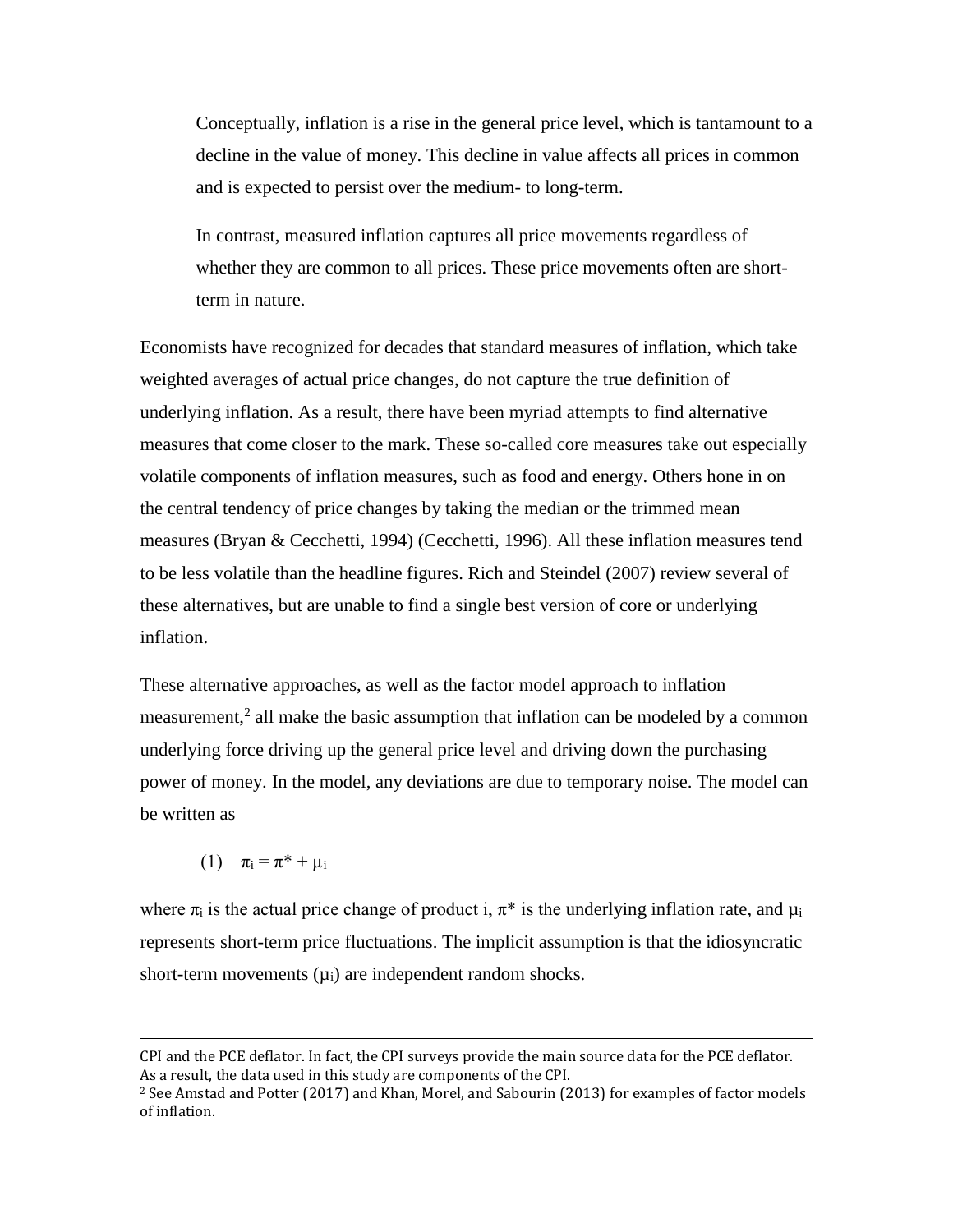> Conceptually, inflation is a rise in the general price level, which is tantamount to a decline in the value of money. This decline in value affects all prices in common and is expected to persist over the medium- to long-term.
>
> In contrast, measured inflation captures all price movements regardless of whether they are common to all prices. These price movements often are short-term in nature.

Economists have recognized for decades that standard measures of inflation, which take weighted averages of actual price changes, do not capture the true definition of underlying inflation. As a result, there have been myriad attempts to find alternative measures that come closer to the mark. These so-called core measures take out especially volatile components of inflation measures, such as food and energy. Others hone in on the central tendency of price changes by taking the median or the trimmed mean measures (Bryan & Cecchetti, 1994) (Cecchetti, 1996). All these inflation measures tend to be less volatile than the headline figures. Rich and Steindel (2007) review several of these alternatives, but are unable to find a single best version of core or underlying inflation.

These alternative approaches, as well as the factor model approach to inflation measurement,[2] all make the basic assumption that inflation can be modeled by a common underlying force driving up the general price level and driving down the purchasing power of money. In the model, any deviations are due to temporary noise. The model can be written as

$$(1) \quad \pi_i = \pi^* + \mu_i$$

where $\pi_i$ is the actual price change of product i, $\pi^*$ is the underlying inflation rate, and $\mu_i$ represents short-term price fluctuations. The implicit assumption is that the idiosyncratic short-term movements ($\mu_i$) are independent random shocks.

---

CPI and the PCE deflator. In fact, the CPI surveys provide the main source data for the PCE deflator. As a result, the data used in this study are components of the CPI.

[2] See Amstad and Potter (2017) and Khan, Morel, and Sabourin (2013) for examples of factor models of inflation.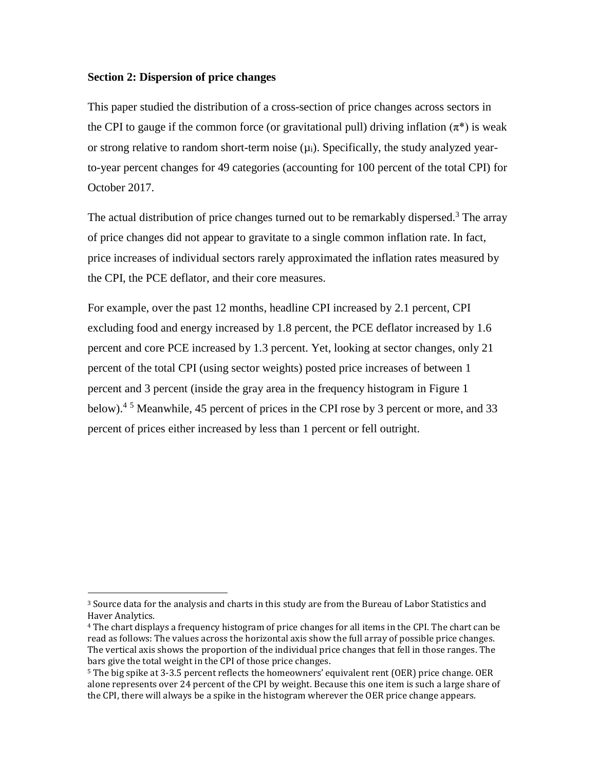**Section 2: Dispersion of price changes**

This paper studied the distribution of a cross-section of price changes across sectors in the CPI to gauge if the common force (or gravitational pull) driving inflation ($\pi^*$) is weak or strong relative to random short-term noise ($\mu_i$). Specifically, the study analyzed year-to-year percent changes for 49 categories (accounting for 100 percent of the total CPI) for October 2017.

The actual distribution of price changes turned out to be remarkably dispersed.[3] The array of price changes did not appear to gravitate to a single common inflation rate. In fact, price increases of individual sectors rarely approximated the inflation rates measured by the CPI, the PCE deflator, and their core measures.

For example, over the past 12 months, headline CPI increased by 2.1 percent, CPI excluding food and energy increased by 1.8 percent, the PCE deflator increased by 1.6 percent and core PCE increased by 1.3 percent. Yet, looking at sector changes, only 21 percent of the total CPI (using sector weights) posted price increases of between 1 percent and 3 percent (inside the gray area in the frequency histogram in Figure 1 below).[4] [5] Meanwhile, 45 percent of prices in the CPI rose by 3 percent or more, and 33 percent of prices either increased by less than 1 percent or fell outright.

---

[3] Source data for the analysis and charts in this study are from the Bureau of Labor Statistics and Haver Analytics.

[4] The chart displays a frequency histogram of price changes for all items in the CPI. The chart can be read as follows: The values across the horizontal axis show the full array of possible price changes. The vertical axis shows the proportion of the individual price changes that fell in those ranges. The bars give the total weight in the CPI of those price changes.

[5] The big spike at 3-3.5 percent reflects the homeowners' equivalent rent (OER) price change. OER alone represents over 24 percent of the CPI by weight. Because this one item is such a large share of the CPI, there will always be a spike in the histogram wherever the OER price change appears.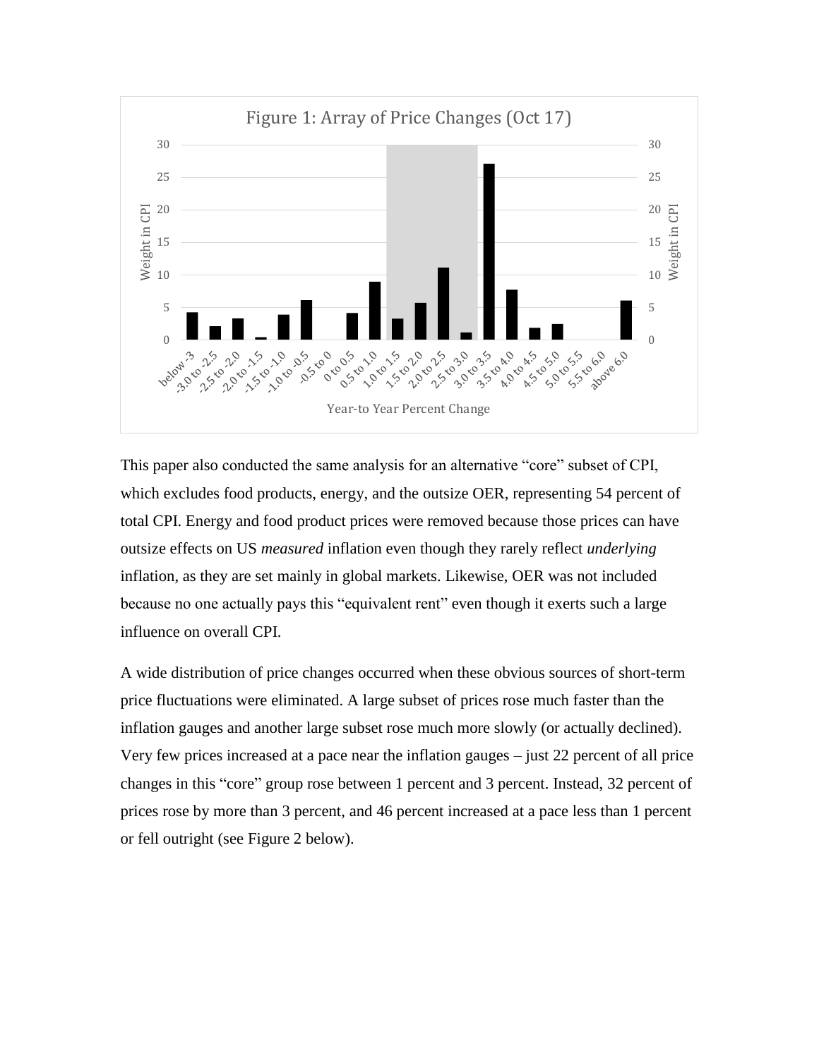Figure 1: Array of Price Changes (Oct 17)

This paper also conducted the same analysis for an alternative "core" subset of CPI, which excludes food products, energy, and the outsize OER, representing 54 percent of total CPI. Energy and food product prices were removed because those prices can have outsize effects on US *measured* inflation even though they rarely reflect *underlying* inflation, as they are set mainly in global markets. Likewise, OER was not included because no one actually pays this "equivalent rent" even though it exerts such a large influence on overall CPI.

A wide distribution of price changes occurred when these obvious sources of short-term price fluctuations were eliminated. A large subset of prices rose much faster than the inflation gauges and another large subset rose much more slowly (or actually declined). Very few prices increased at a pace near the inflation gauges – just 22 percent of all price changes in this "core" group rose between 1 percent and 3 percent. Instead, 32 percent of prices rose by more than 3 percent, and 46 percent increased at a pace less than 1 percent or fell outright (see Figure 2 below).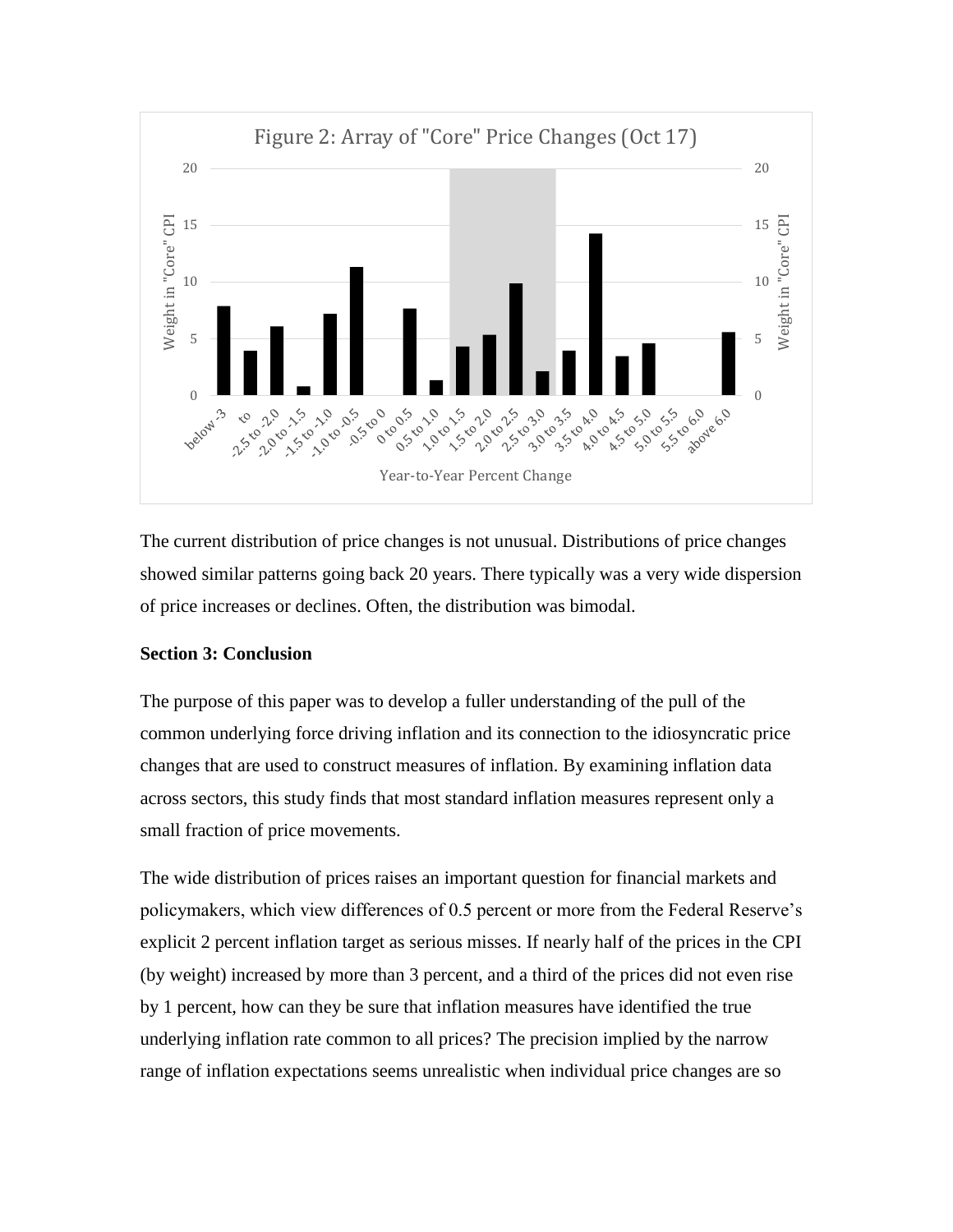Figure 2: Array of "Core" Price Changes (Oct 17)

The current distribution of price changes is not unusual. Distributions of price changes showed similar patterns going back 20 years. There typically was a very wide dispersion of price increases or declines. Often, the distribution was bimodal.

**Section 3: Conclusion**

The purpose of this paper was to develop a fuller understanding of the pull of the common underlying force driving inflation and its connection to the idiosyncratic price changes that are used to construct measures of inflation. By examining inflation data across sectors, this study finds that most standard inflation measures represent only a small fraction of price movements.

The wide distribution of prices raises an important question for financial markets and policymakers, which view differences of 0.5 percent or more from the Federal Reserve's explicit 2 percent inflation target as serious misses. If nearly half of the prices in the CPI (by weight) increased by more than 3 percent, and a third of the prices did not even rise by 1 percent, how can they be sure that inflation measures have identified the true underlying inflation rate common to all prices? The precision implied by the narrow range of inflation expectations seems unrealistic when individual price changes are so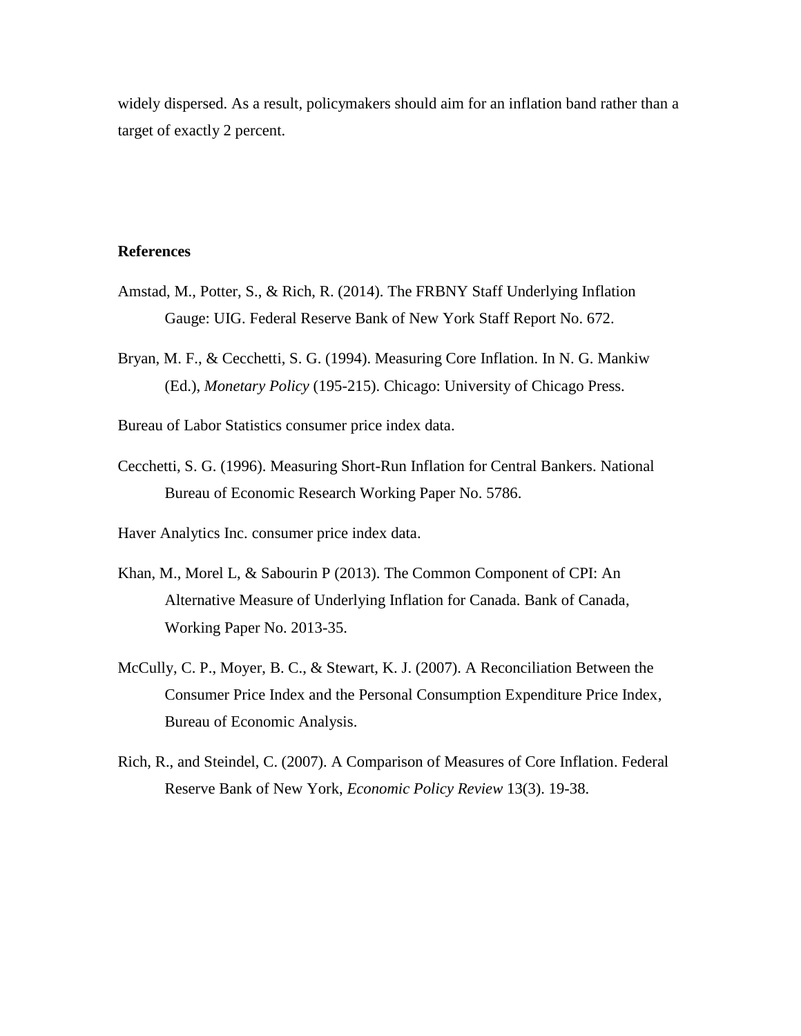widely dispersed. As a result, policymakers should aim for an inflation band rather than a target of exactly 2 percent.

**References**

Amstad, M., Potter, S., & Rich, R. (2014). The FRBNY Staff Underlying Inflation Gauge: UIG. Federal Reserve Bank of New York Staff Report No. 672.

Bryan, M. F., & Cecchetti, S. G. (1994). Measuring Core Inflation. In N. G. Mankiw (Ed.), *Monetary Policy* (195-215). Chicago: University of Chicago Press.

Bureau of Labor Statistics consumer price index data.

Cecchetti, S. G. (1996). Measuring Short-Run Inflation for Central Bankers. National Bureau of Economic Research Working Paper No. 5786.

Haver Analytics Inc. consumer price index data.

Khan, M., Morel L, & Sabourin P (2013). The Common Component of CPI: An Alternative Measure of Underlying Inflation for Canada. Bank of Canada, Working Paper No. 2013-35.

McCully, C. P., Moyer, B. C., & Stewart, K. J. (2007). A Reconciliation Between the Consumer Price Index and the Personal Consumption Expenditure Price Index, Bureau of Economic Analysis.

Rich, R., and Steindel, C. (2007). A Comparison of Measures of Core Inflation. Federal Reserve Bank of New York, *Economic Policy Review* 13(3). 19-38.